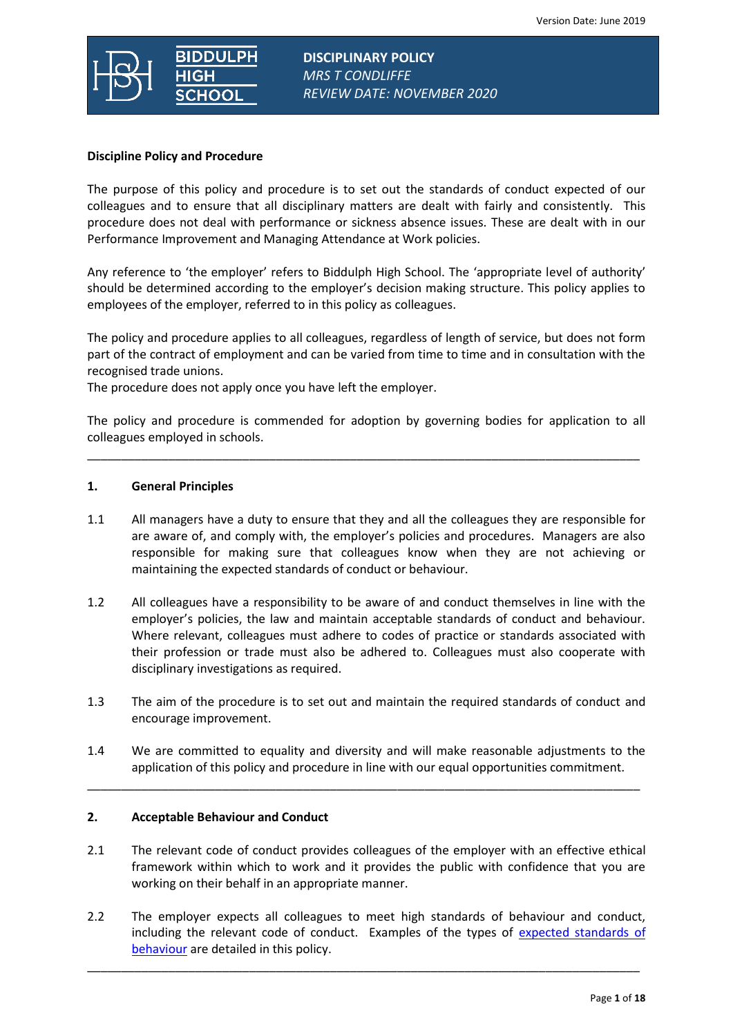Version Date: June 2019

**BIDDULPH HIGH SCHOOL**

**DISCIPLINARY POLICY**
*MRS T CONDLIFFE*
*REVIEW DATE: NOVEMBER 2020*

**Discipline Policy and Procedure**

The purpose of this policy and procedure is to set out the standards of conduct expected of our colleagues and to ensure that all disciplinary matters are dealt with fairly and consistently. This procedure does not deal with performance or sickness absence issues. These are dealt with in our Performance Improvement and Managing Attendance at Work policies.

Any reference to 'the employer' refers to Biddulph High School. The 'appropriate level of authority' should be determined according to the employer's decision making structure. This policy applies to employees of the employer, referred to in this policy as colleagues.

The policy and procedure applies to all colleagues, regardless of length of service, but does not form part of the contract of employment and can be varied from time to time and in consultation with the recognised trade unions.
The procedure does not apply once you have left the employer.

The policy and procedure is commended for adoption by governing bodies for application to all colleagues employed in schools.

---

## 1. General Principles

1.1 All managers have a duty to ensure that they and all the colleagues they are responsible for are aware of, and comply with, the employer's policies and procedures. Managers are also responsible for making sure that colleagues know when they are not achieving or maintaining the expected standards of conduct or behaviour.

1.2 All colleagues have a responsibility to be aware of and conduct themselves in line with the employer's policies, the law and maintain acceptable standards of conduct and behaviour. Where relevant, colleagues must adhere to codes of practice or standards associated with their profession or trade must also be adhered to. Colleagues must also cooperate with disciplinary investigations as required.

1.3 The aim of the procedure is to set out and maintain the required standards of conduct and encourage improvement.

1.4 We are committed to equality and diversity and will make reasonable adjustments to the application of this policy and procedure in line with our equal opportunities commitment.

---

## 2. Acceptable Behaviour and Conduct

2.1 The relevant code of conduct provides colleagues of the employer with an effective ethical framework within which to work and it provides the public with confidence that you are working on their behalf in an appropriate manner.

2.2 The employer expects all colleagues to meet high standards of behaviour and conduct, including the relevant code of conduct. Examples of the types of expected standards of behaviour are detailed in this policy.

---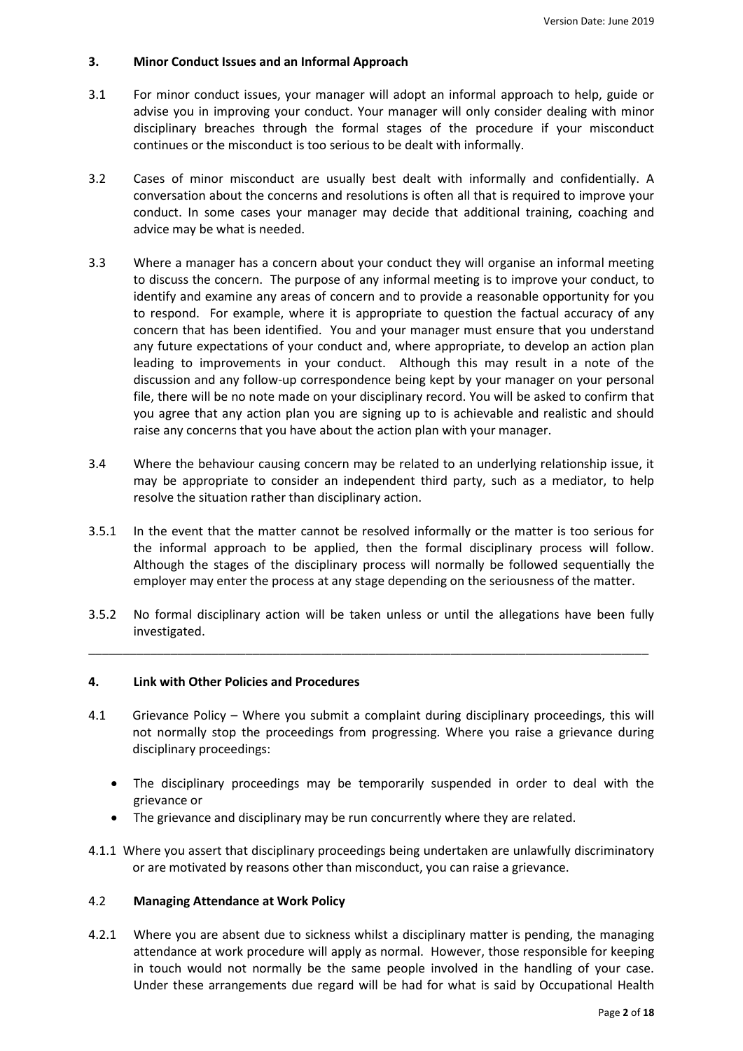## 3. Minor Conduct Issues and an Informal Approach

3.1 For minor conduct issues, your manager will adopt an informal approach to help, guide or advise you in improving your conduct. Your manager will only consider dealing with minor disciplinary breaches through the formal stages of the procedure if your misconduct continues or the misconduct is too serious to be dealt with informally.

3.2 Cases of minor misconduct are usually best dealt with informally and confidentially. A conversation about the concerns and resolutions is often all that is required to improve your conduct. In some cases your manager may decide that additional training, coaching and advice may be what is needed.

3.3 Where a manager has a concern about your conduct they will organise an informal meeting to discuss the concern. The purpose of any informal meeting is to improve your conduct, to identify and examine any areas of concern and to provide a reasonable opportunity for you to respond. For example, where it is appropriate to question the factual accuracy of any concern that has been identified. You and your manager must ensure that you understand any future expectations of your conduct and, where appropriate, to develop an action plan leading to improvements in your conduct. Although this may result in a note of the discussion and any follow-up correspondence being kept by your manager on your personal file, there will be no note made on your disciplinary record. You will be asked to confirm that you agree that any action plan you are signing up to is achievable and realistic and should raise any concerns that you have about the action plan with your manager.

3.4 Where the behaviour causing concern may be related to an underlying relationship issue, it may be appropriate to consider an independent third party, such as a mediator, to help resolve the situation rather than disciplinary action.

3.5.1 In the event that the matter cannot be resolved informally or the matter is too serious for the informal approach to be applied, then the formal disciplinary process will follow. Although the stages of the disciplinary process will normally be followed sequentially the employer may enter the process at any stage depending on the seriousness of the matter.

3.5.2 No formal disciplinary action will be taken unless or until the allegations have been fully investigated.

---

## 4. Link with Other Policies and Procedures

4.1 Grievance Policy – Where you submit a complaint during disciplinary proceedings, this will not normally stop the proceedings from progressing. Where you raise a grievance during disciplinary proceedings:

- The disciplinary proceedings may be temporarily suspended in order to deal with the grievance or
- The grievance and disciplinary may be run concurrently where they are related.

4.1.1 Where you assert that disciplinary proceedings being undertaken are unlawfully discriminatory or are motivated by reasons other than misconduct, you can raise a grievance.

### 4.2 Managing Attendance at Work Policy

4.2.1 Where you are absent due to sickness whilst a disciplinary matter is pending, the managing attendance at work procedure will apply as normal. However, those responsible for keeping in touch would not normally be the same people involved in the handling of your case. Under these arrangements due regard will be had for what is said by Occupational Health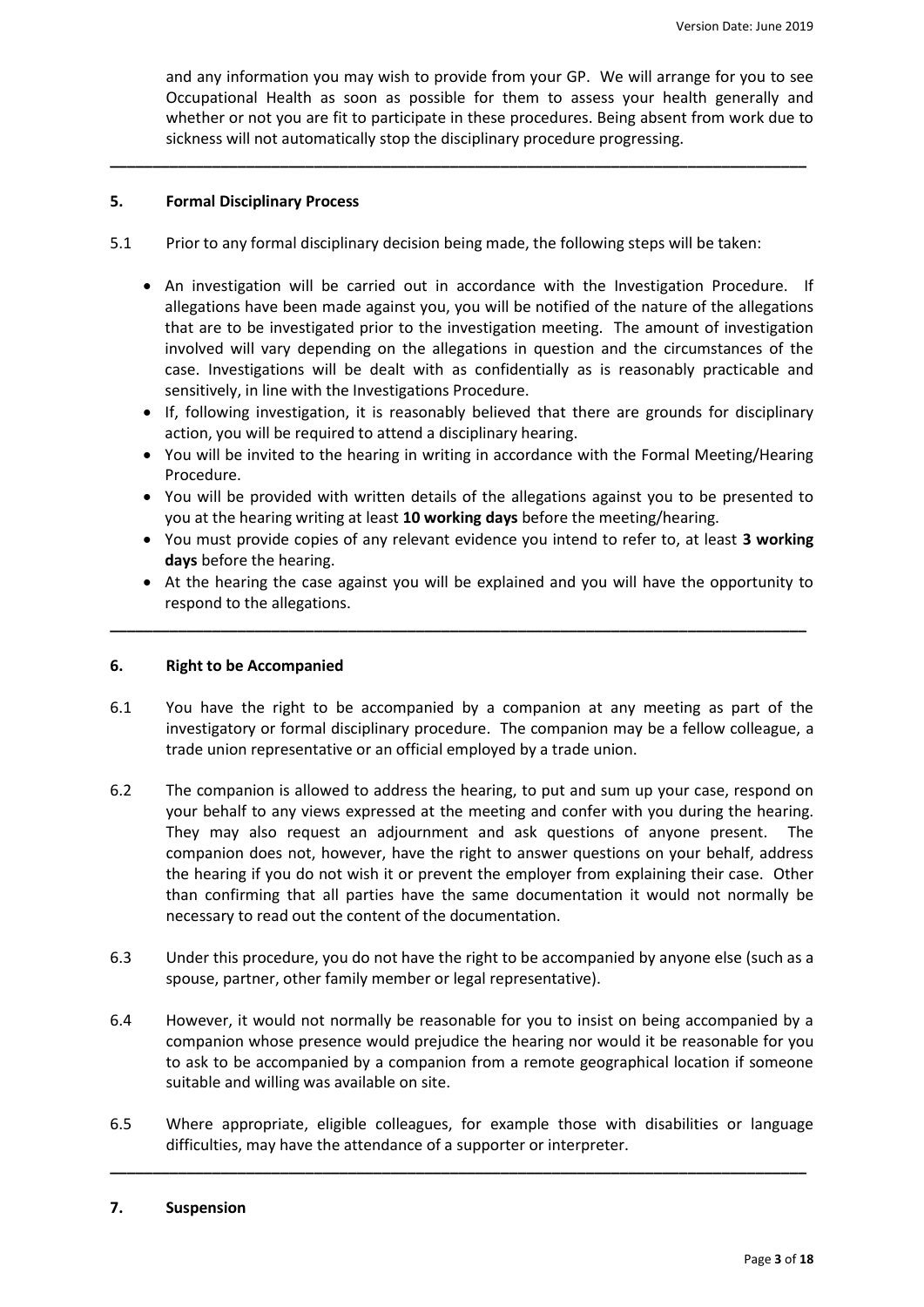and any information you may wish to provide from your GP. We will arrange for you to see Occupational Health as soon as possible for them to assess your health generally and whether or not you are fit to participate in these procedures. Being absent from work due to sickness will not automatically stop the disciplinary procedure progressing.

---

## 5. Formal Disciplinary Process

5.1 Prior to any formal disciplinary decision being made, the following steps will be taken:

- An investigation will be carried out in accordance with the Investigation Procedure. If allegations have been made against you, you will be notified of the nature of the allegations that are to be investigated prior to the investigation meeting. The amount of investigation involved will vary depending on the allegations in question and the circumstances of the case. Investigations will be dealt with as confidentially as is reasonably practicable and sensitively, in line with the Investigations Procedure.
- If, following investigation, it is reasonably believed that there are grounds for disciplinary action, you will be required to attend a disciplinary hearing.
- You will be invited to the hearing in writing in accordance with the Formal Meeting/Hearing Procedure.
- You will be provided with written details of the allegations against you to be presented to you at the hearing writing at least **10 working days** before the meeting/hearing.
- You must provide copies of any relevant evidence you intend to refer to, at least **3 working days** before the hearing.
- At the hearing the case against you will be explained and you will have the opportunity to respond to the allegations.

---

## 6. Right to be Accompanied

6.1 You have the right to be accompanied by a companion at any meeting as part of the investigatory or formal disciplinary procedure. The companion may be a fellow colleague, a trade union representative or an official employed by a trade union.

6.2 The companion is allowed to address the hearing, to put and sum up your case, respond on your behalf to any views expressed at the meeting and confer with you during the hearing. They may also request an adjournment and ask questions of anyone present. The companion does not, however, have the right to answer questions on your behalf, address the hearing if you do not wish it or prevent the employer from explaining their case. Other than confirming that all parties have the same documentation it would not normally be necessary to read out the content of the documentation.

6.3 Under this procedure, you do not have the right to be accompanied by anyone else (such as a spouse, partner, other family member or legal representative).

6.4 However, it would not normally be reasonable for you to insist on being accompanied by a companion whose presence would prejudice the hearing nor would it be reasonable for you to ask to be accompanied by a companion from a remote geographical location if someone suitable and willing was available on site.

6.5 Where appropriate, eligible colleagues, for example those with disabilities or language difficulties, may have the attendance of a supporter or interpreter.

---

## 7. Suspension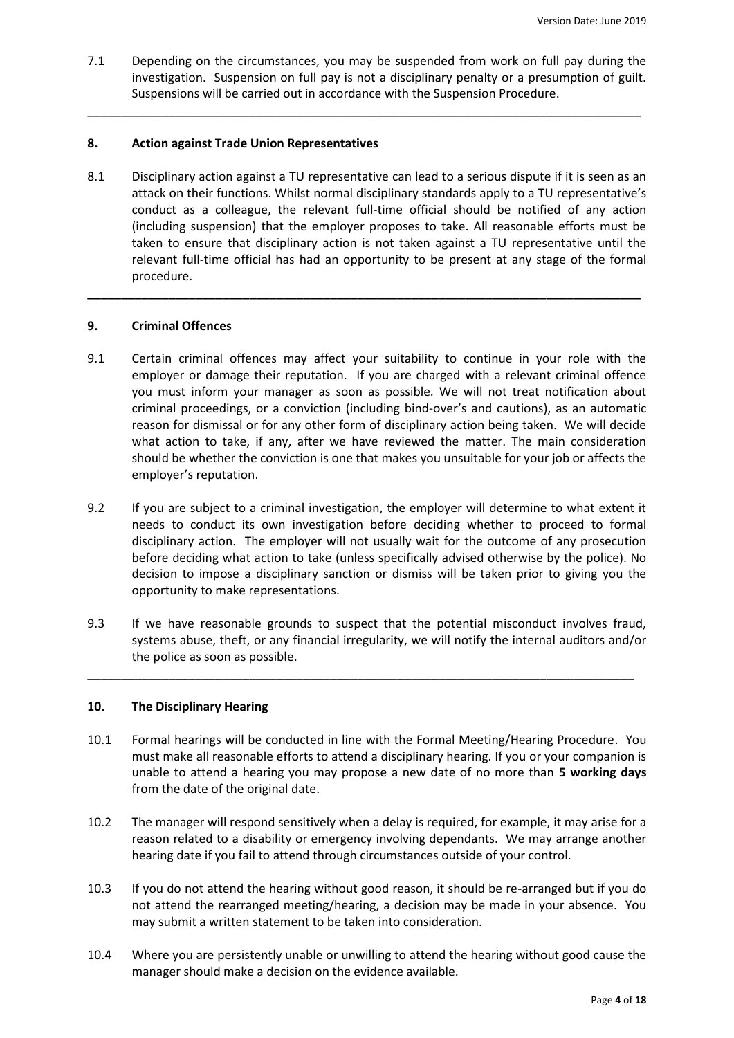7.1 Depending on the circumstances, you may be suspended from work on full pay during the investigation. Suspension on full pay is not a disciplinary penalty or a presumption of guilt. Suspensions will be carried out in accordance with the Suspension Procedure.

---

## 8. Action against Trade Union Representatives

8.1 Disciplinary action against a TU representative can lead to a serious dispute if it is seen as an attack on their functions. Whilst normal disciplinary standards apply to a TU representative's conduct as a colleague, the relevant full-time official should be notified of any action (including suspension) that the employer proposes to take. All reasonable efforts must be taken to ensure that disciplinary action is not taken against a TU representative until the relevant full-time official has had an opportunity to be present at any stage of the formal procedure.

---

## 9. Criminal Offences

9.1 Certain criminal offences may affect your suitability to continue in your role with the employer or damage their reputation. If you are charged with a relevant criminal offence you must inform your manager as soon as possible. We will not treat notification about criminal proceedings, or a conviction (including bind-over's and cautions), as an automatic reason for dismissal or for any other form of disciplinary action being taken. We will decide what action to take, if any, after we have reviewed the matter. The main consideration should be whether the conviction is one that makes you unsuitable for your job or affects the employer's reputation.

9.2 If you are subject to a criminal investigation, the employer will determine to what extent it needs to conduct its own investigation before deciding whether to proceed to formal disciplinary action. The employer will not usually wait for the outcome of any prosecution before deciding what action to take (unless specifically advised otherwise by the police). No decision to impose a disciplinary sanction or dismiss will be taken prior to giving you the opportunity to make representations.

9.3 If we have reasonable grounds to suspect that the potential misconduct involves fraud, systems abuse, theft, or any financial irregularity, we will notify the internal auditors and/or the police as soon as possible.

---

## 10. The Disciplinary Hearing

10.1 Formal hearings will be conducted in line with the Formal Meeting/Hearing Procedure. You must make all reasonable efforts to attend a disciplinary hearing. If you or your companion is unable to attend a hearing you may propose a new date of no more than **5 working days** from the date of the original date.

10.2 The manager will respond sensitively when a delay is required, for example, it may arise for a reason related to a disability or emergency involving dependants. We may arrange another hearing date if you fail to attend through circumstances outside of your control.

10.3 If you do not attend the hearing without good reason, it should be re-arranged but if you do not attend the rearranged meeting/hearing, a decision may be made in your absence. You may submit a written statement to be taken into consideration.

10.4 Where you are persistently unable or unwilling to attend the hearing without good cause the manager should make a decision on the evidence available.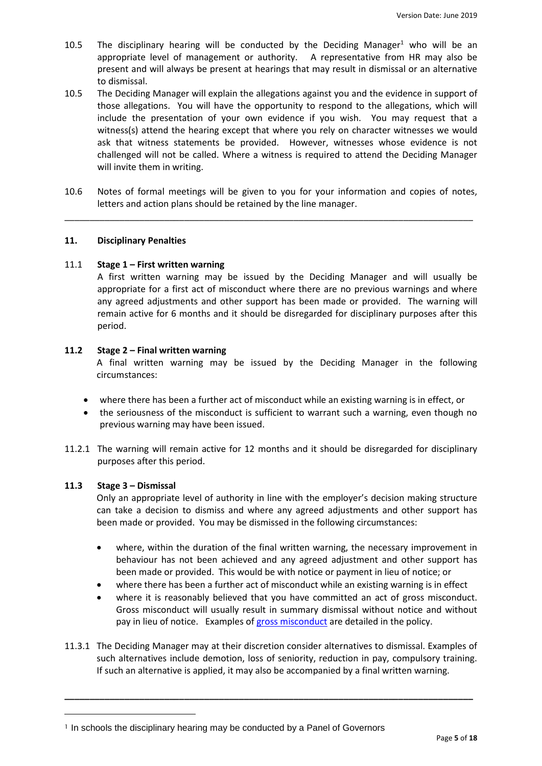10.5 The disciplinary hearing will be conducted by the Deciding Manager[1] who will be an appropriate level of management or authority. A representative from HR may also be present and will always be present at hearings that may result in dismissal or an alternative to dismissal.

10.5 The Deciding Manager will explain the allegations against you and the evidence in support of those allegations. You will have the opportunity to respond to the allegations, which will include the presentation of your own evidence if you wish. You may request that a witness(s) attend the hearing except that where you rely on character witnesses we would ask that witness statements be provided. However, witnesses whose evidence is not challenged will not be called. Where a witness is required to attend the Deciding Manager will invite them in writing.

10.6 Notes of formal meetings will be given to you for your information and copies of notes, letters and action plans should be retained by the line manager.

---

## 11. Disciplinary Penalties

### 11.1 Stage 1 – First written warning

A first written warning may be issued by the Deciding Manager and will usually be appropriate for a first act of misconduct where there are no previous warnings and where any agreed adjustments and other support has been made or provided. The warning will remain active for 6 months and it should be disregarded for disciplinary purposes after this period.

### 11.2 Stage 2 – Final written warning

A final written warning may be issued by the Deciding Manager in the following circumstances:

- where there has been a further act of misconduct while an existing warning is in effect, or
- the seriousness of the misconduct is sufficient to warrant such a warning, even though no previous warning may have been issued.

11.2.1 The warning will remain active for 12 months and it should be disregarded for disciplinary purposes after this period.

### 11.3 Stage 3 – Dismissal

Only an appropriate level of authority in line with the employer's decision making structure can take a decision to dismiss and where any agreed adjustments and other support has been made or provided. You may be dismissed in the following circumstances:

- where, within the duration of the final written warning, the necessary improvement in behaviour has not been achieved and any agreed adjustment and other support has been made or provided. This would be with notice or payment in lieu of notice; or
- where there has been a further act of misconduct while an existing warning is in effect
- where it is reasonably believed that you have committed an act of gross misconduct. Gross misconduct will usually result in summary dismissal without notice and without pay in lieu of notice. Examples of gross misconduct are detailed in the policy.

11.3.1 The Deciding Manager may at their discretion consider alternatives to dismissal. Examples of such alternatives include demotion, loss of seniority, reduction in pay, compulsory training. If such an alternative is applied, it may also be accompanied by a final written warning.

---

[1] In schools the disciplinary hearing may be conducted by a Panel of Governors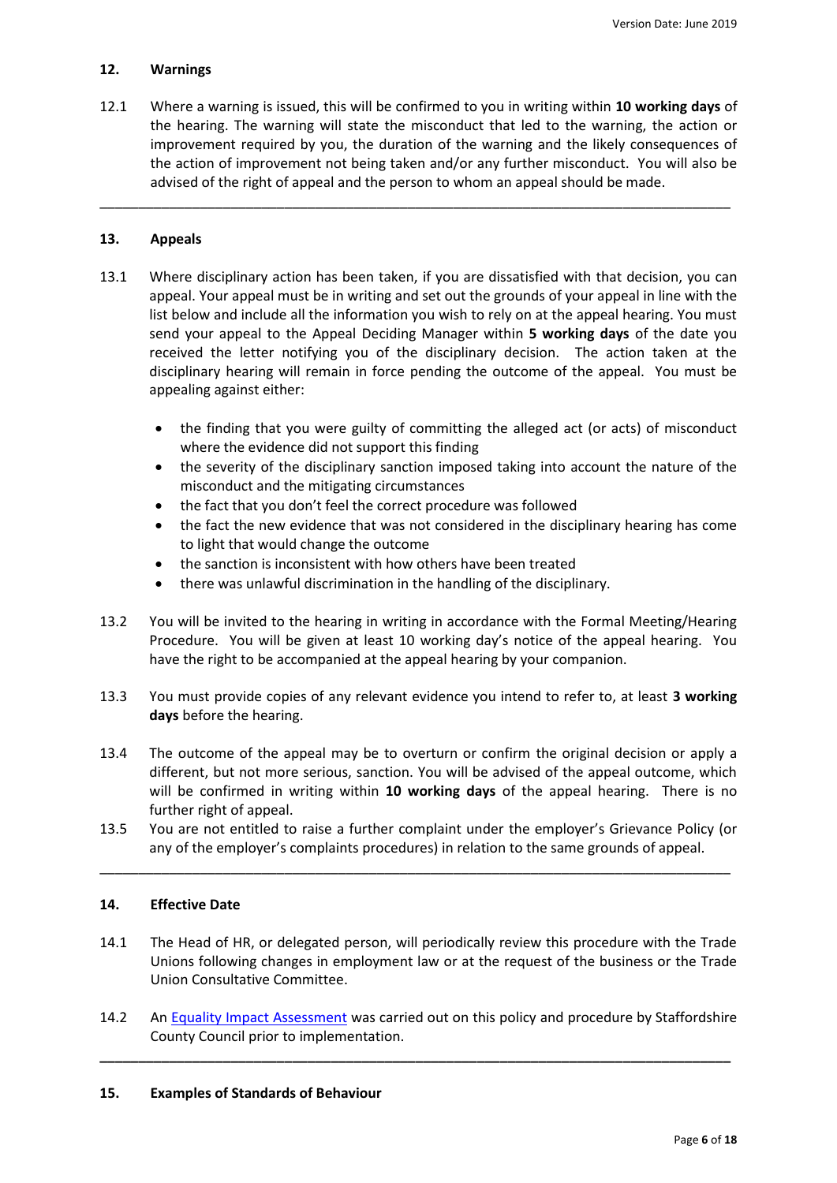## 12. Warnings

12.1 Where a warning is issued, this will be confirmed to you in writing within **10 working days** of the hearing. The warning will state the misconduct that led to the warning, the action or improvement required by you, the duration of the warning and the likely consequences of the action of improvement not being taken and/or any further misconduct. You will also be advised of the right of appeal and the person to whom an appeal should be made.

---

## 13. Appeals

13.1 Where disciplinary action has been taken, if you are dissatisfied with that decision, you can appeal. Your appeal must be in writing and set out the grounds of your appeal in line with the list below and include all the information you wish to rely on at the appeal hearing. You must send your appeal to the Appeal Deciding Manager within **5 working days** of the date you received the letter notifying you of the disciplinary decision. The action taken at the disciplinary hearing will remain in force pending the outcome of the appeal. You must be appealing against either:

- the finding that you were guilty of committing the alleged act (or acts) of misconduct where the evidence did not support this finding
- the severity of the disciplinary sanction imposed taking into account the nature of the misconduct and the mitigating circumstances
- the fact that you don't feel the correct procedure was followed
- the fact the new evidence that was not considered in the disciplinary hearing has come to light that would change the outcome
- the sanction is inconsistent with how others have been treated
- there was unlawful discrimination in the handling of the disciplinary.

13.2 You will be invited to the hearing in writing in accordance with the Formal Meeting/Hearing Procedure. You will be given at least 10 working day's notice of the appeal hearing. You have the right to be accompanied at the appeal hearing by your companion.

13.3 You must provide copies of any relevant evidence you intend to refer to, at least **3 working days** before the hearing.

13.4 The outcome of the appeal may be to overturn or confirm the original decision or apply a different, but not more serious, sanction. You will be advised of the appeal outcome, which will be confirmed in writing within **10 working days** of the appeal hearing. There is no further right of appeal.

13.5 You are not entitled to raise a further complaint under the employer's Grievance Policy (or any of the employer's complaints procedures) in relation to the same grounds of appeal.

---

## 14. Effective Date

14.1 The Head of HR, or delegated person, will periodically review this procedure with the Trade Unions following changes in employment law or at the request of the business or the Trade Union Consultative Committee.

14.2 An Equality Impact Assessment was carried out on this policy and procedure by Staffordshire County Council prior to implementation.

---

## 15. Examples of Standards of Behaviour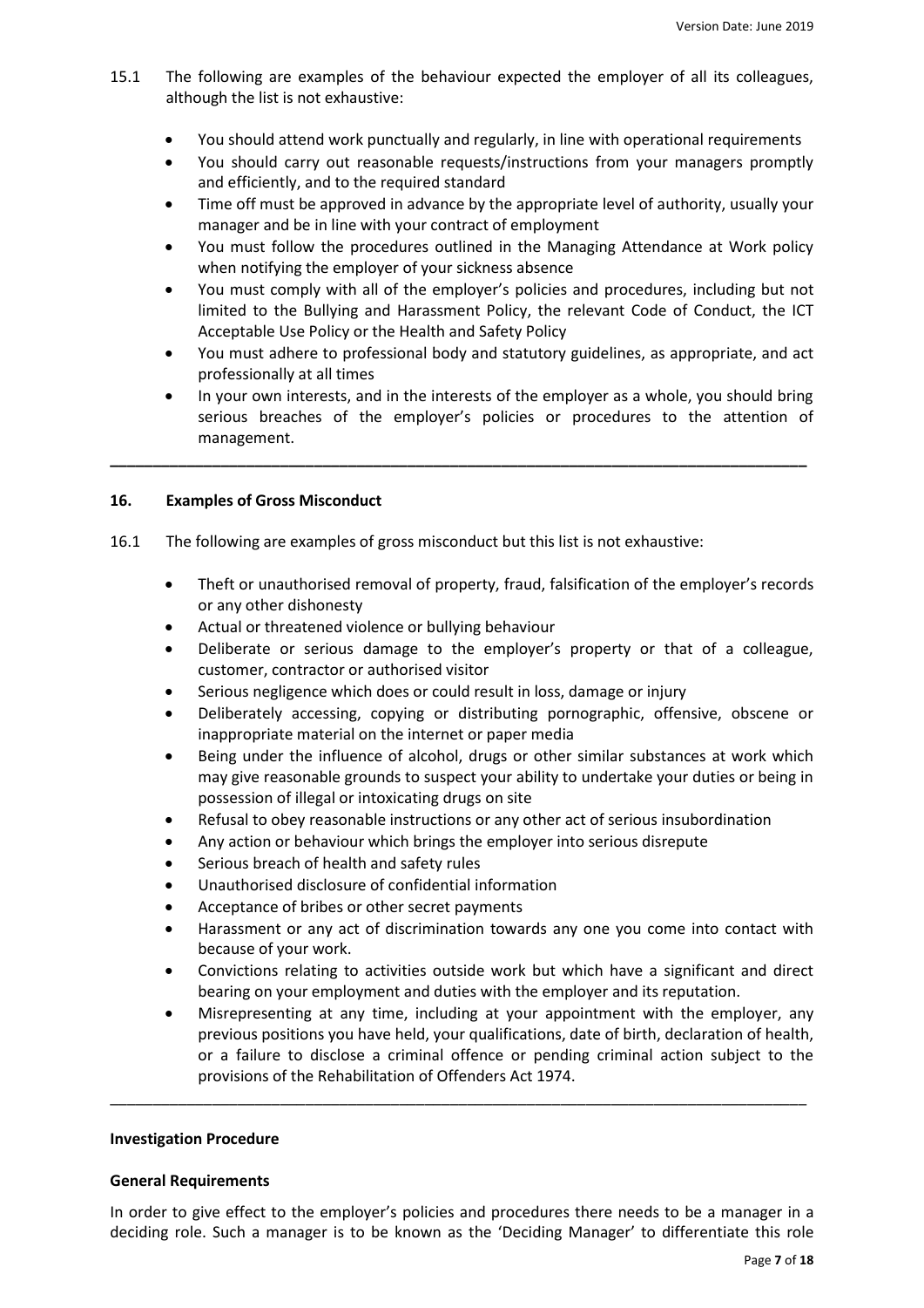15.1 The following are examples of the behaviour expected the employer of all its colleagues, although the list is not exhaustive:

- You should attend work punctually and regularly, in line with operational requirements
- You should carry out reasonable requests/instructions from your managers promptly and efficiently, and to the required standard
- Time off must be approved in advance by the appropriate level of authority, usually your manager and be in line with your contract of employment
- You must follow the procedures outlined in the Managing Attendance at Work policy when notifying the employer of your sickness absence
- You must comply with all of the employer's policies and procedures, including but not limited to the Bullying and Harassment Policy, the relevant Code of Conduct, the ICT Acceptable Use Policy or the Health and Safety Policy
- You must adhere to professional body and statutory guidelines, as appropriate, and act professionally at all times
- In your own interests, and in the interests of the employer as a whole, you should bring serious breaches of the employer's policies or procedures to the attention of management.

---

## 16. Examples of Gross Misconduct

16.1 The following are examples of gross misconduct but this list is not exhaustive:

- Theft or unauthorised removal of property, fraud, falsification of the employer's records or any other dishonesty
- Actual or threatened violence or bullying behaviour
- Deliberate or serious damage to the employer's property or that of a colleague, customer, contractor or authorised visitor
- Serious negligence which does or could result in loss, damage or injury
- Deliberately accessing, copying or distributing pornographic, offensive, obscene or inappropriate material on the internet or paper media
- Being under the influence of alcohol, drugs or other similar substances at work which may give reasonable grounds to suspect your ability to undertake your duties or being in possession of illegal or intoxicating drugs on site
- Refusal to obey reasonable instructions or any other act of serious insubordination
- Any action or behaviour which brings the employer into serious disrepute
- Serious breach of health and safety rules
- Unauthorised disclosure of confidential information
- Acceptance of bribes or other secret payments
- Harassment or any act of discrimination towards any one you come into contact with because of your work.
- Convictions relating to activities outside work but which have a significant and direct bearing on your employment and duties with the employer and its reputation.
- Misrepresenting at any time, including at your appointment with the employer, any previous positions you have held, your qualifications, date of birth, declaration of health, or a failure to disclose a criminal offence or pending criminal action subject to the provisions of the Rehabilitation of Offenders Act 1974.

---

**Investigation Procedure**

**General Requirements**

In order to give effect to the employer's policies and procedures there needs to be a manager in a deciding role. Such a manager is to be known as the 'Deciding Manager' to differentiate this role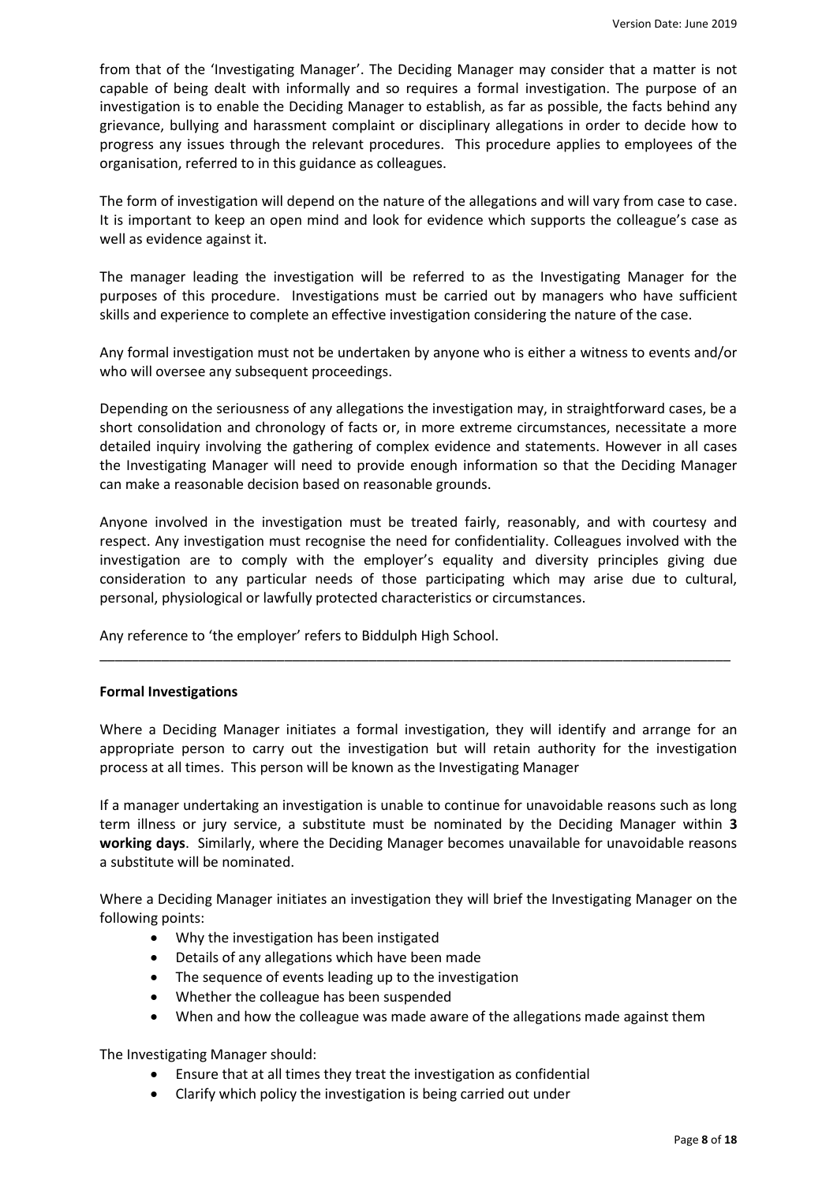from that of the 'Investigating Manager'. The Deciding Manager may consider that a matter is not capable of being dealt with informally and so requires a formal investigation. The purpose of an investigation is to enable the Deciding Manager to establish, as far as possible, the facts behind any grievance, bullying and harassment complaint or disciplinary allegations in order to decide how to progress any issues through the relevant procedures. This procedure applies to employees of the organisation, referred to in this guidance as colleagues.

The form of investigation will depend on the nature of the allegations and will vary from case to case. It is important to keep an open mind and look for evidence which supports the colleague's case as well as evidence against it.

The manager leading the investigation will be referred to as the Investigating Manager for the purposes of this procedure. Investigations must be carried out by managers who have sufficient skills and experience to complete an effective investigation considering the nature of the case.

Any formal investigation must not be undertaken by anyone who is either a witness to events and/or who will oversee any subsequent proceedings.

Depending on the seriousness of any allegations the investigation may, in straightforward cases, be a short consolidation and chronology of facts or, in more extreme circumstances, necessitate a more detailed inquiry involving the gathering of complex evidence and statements. However in all cases the Investigating Manager will need to provide enough information so that the Deciding Manager can make a reasonable decision based on reasonable grounds.

Anyone involved in the investigation must be treated fairly, reasonably, and with courtesy and respect. Any investigation must recognise the need for confidentiality. Colleagues involved with the investigation are to comply with the employer's equality and diversity principles giving due consideration to any particular needs of those participating which may arise due to cultural, personal, physiological or lawfully protected characteristics or circumstances.

Any reference to 'the employer' refers to Biddulph High School.

---

**Formal Investigations**

Where a Deciding Manager initiates a formal investigation, they will identify and arrange for an appropriate person to carry out the investigation but will retain authority for the investigation process at all times. This person will be known as the Investigating Manager

If a manager undertaking an investigation is unable to continue for unavoidable reasons such as long term illness or jury service, a substitute must be nominated by the Deciding Manager within **3 working days**. Similarly, where the Deciding Manager becomes unavailable for unavoidable reasons a substitute will be nominated.

Where a Deciding Manager initiates an investigation they will brief the Investigating Manager on the following points:

- Why the investigation has been instigated
- Details of any allegations which have been made
- The sequence of events leading up to the investigation
- Whether the colleague has been suspended
- When and how the colleague was made aware of the allegations made against them

The Investigating Manager should:

- Ensure that at all times they treat the investigation as confidential
- Clarify which policy the investigation is being carried out under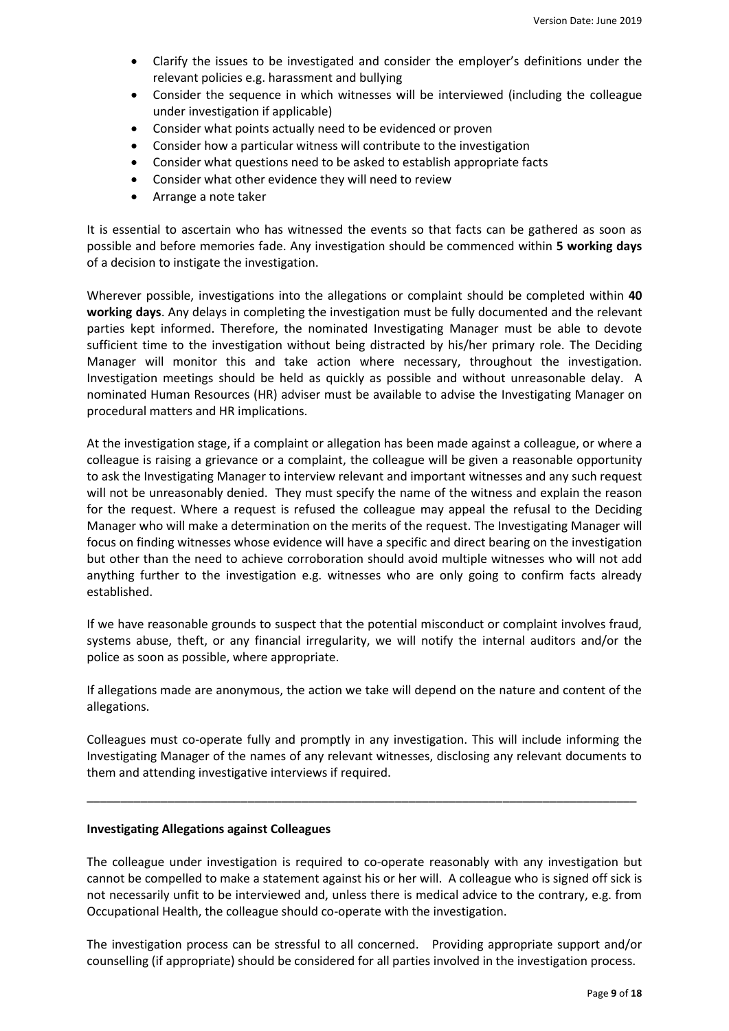- Clarify the issues to be investigated and consider the employer's definitions under the relevant policies e.g. harassment and bullying
- Consider the sequence in which witnesses will be interviewed (including the colleague under investigation if applicable)
- Consider what points actually need to be evidenced or proven
- Consider how a particular witness will contribute to the investigation
- Consider what questions need to be asked to establish appropriate facts
- Consider what other evidence they will need to review
- Arrange a note taker

It is essential to ascertain who has witnessed the events so that facts can be gathered as soon as possible and before memories fade. Any investigation should be commenced within **5 working days** of a decision to instigate the investigation.

Wherever possible, investigations into the allegations or complaint should be completed within **40 working days**. Any delays in completing the investigation must be fully documented and the relevant parties kept informed. Therefore, the nominated Investigating Manager must be able to devote sufficient time to the investigation without being distracted by his/her primary role. The Deciding Manager will monitor this and take action where necessary, throughout the investigation. Investigation meetings should be held as quickly as possible and without unreasonable delay. A nominated Human Resources (HR) adviser must be available to advise the Investigating Manager on procedural matters and HR implications.

At the investigation stage, if a complaint or allegation has been made against a colleague, or where a colleague is raising a grievance or a complaint, the colleague will be given a reasonable opportunity to ask the Investigating Manager to interview relevant and important witnesses and any such request will not be unreasonably denied. They must specify the name of the witness and explain the reason for the request. Where a request is refused the colleague may appeal the refusal to the Deciding Manager who will make a determination on the merits of the request. The Investigating Manager will focus on finding witnesses whose evidence will have a specific and direct bearing on the investigation but other than the need to achieve corroboration should avoid multiple witnesses who will not add anything further to the investigation e.g. witnesses who are only going to confirm facts already established.

If we have reasonable grounds to suspect that the potential misconduct or complaint involves fraud, systems abuse, theft, or any financial irregularity, we will notify the internal auditors and/or the police as soon as possible, where appropriate.

If allegations made are anonymous, the action we take will depend on the nature and content of the allegations.

Colleagues must co-operate fully and promptly in any investigation. This will include informing the Investigating Manager of the names of any relevant witnesses, disclosing any relevant documents to them and attending investigative interviews if required.

---

**Investigating Allegations against Colleagues**

The colleague under investigation is required to co-operate reasonably with any investigation but cannot be compelled to make a statement against his or her will. A colleague who is signed off sick is not necessarily unfit to be interviewed and, unless there is medical advice to the contrary, e.g. from Occupational Health, the colleague should co-operate with the investigation.

The investigation process can be stressful to all concerned. Providing appropriate support and/or counselling (if appropriate) should be considered for all parties involved in the investigation process.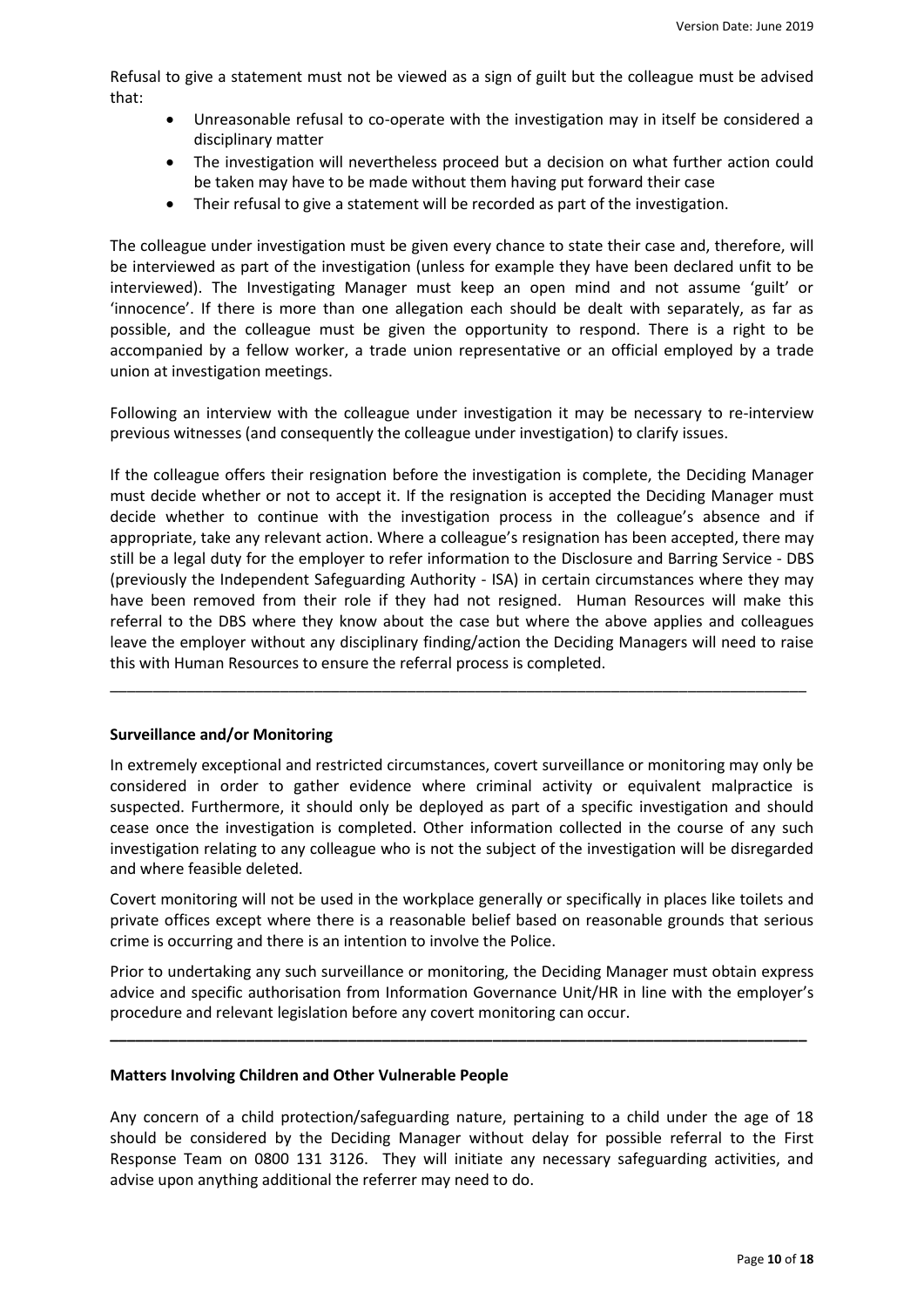Refusal to give a statement must not be viewed as a sign of guilt but the colleague must be advised that:

- Unreasonable refusal to co-operate with the investigation may in itself be considered a disciplinary matter
- The investigation will nevertheless proceed but a decision on what further action could be taken may have to be made without them having put forward their case
- Their refusal to give a statement will be recorded as part of the investigation.

The colleague under investigation must be given every chance to state their case and, therefore, will be interviewed as part of the investigation (unless for example they have been declared unfit to be interviewed). The Investigating Manager must keep an open mind and not assume 'guilt' or 'innocence'. If there is more than one allegation each should be dealt with separately, as far as possible, and the colleague must be given the opportunity to respond. There is a right to be accompanied by a fellow worker, a trade union representative or an official employed by a trade union at investigation meetings.

Following an interview with the colleague under investigation it may be necessary to re-interview previous witnesses (and consequently the colleague under investigation) to clarify issues.

If the colleague offers their resignation before the investigation is complete, the Deciding Manager must decide whether or not to accept it. If the resignation is accepted the Deciding Manager must decide whether to continue with the investigation process in the colleague's absence and if appropriate, take any relevant action. Where a colleague's resignation has been accepted, there may still be a legal duty for the employer to refer information to the Disclosure and Barring Service - DBS (previously the Independent Safeguarding Authority - ISA) in certain circumstances where they may have been removed from their role if they had not resigned. Human Resources will make this referral to the DBS where they know about the case but where the above applies and colleagues leave the employer without any disciplinary finding/action the Deciding Managers will need to raise this with Human Resources to ensure the referral process is completed.

---

**Surveillance and/or Monitoring**

In extremely exceptional and restricted circumstances, covert surveillance or monitoring may only be considered in order to gather evidence where criminal activity or equivalent malpractice is suspected. Furthermore, it should only be deployed as part of a specific investigation and should cease once the investigation is completed. Other information collected in the course of any such investigation relating to any colleague who is not the subject of the investigation will be disregarded and where feasible deleted.

Covert monitoring will not be used in the workplace generally or specifically in places like toilets and private offices except where there is a reasonable belief based on reasonable grounds that serious crime is occurring and there is an intention to involve the Police.

Prior to undertaking any such surveillance or monitoring, the Deciding Manager must obtain express advice and specific authorisation from Information Governance Unit/HR in line with the employer's procedure and relevant legislation before any covert monitoring can occur.

---

**Matters Involving Children and Other Vulnerable People**

Any concern of a child protection/safeguarding nature, pertaining to a child under the age of 18 should be considered by the Deciding Manager without delay for possible referral to the First Response Team on 0800 131 3126. They will initiate any necessary safeguarding activities, and advise upon anything additional the referrer may need to do.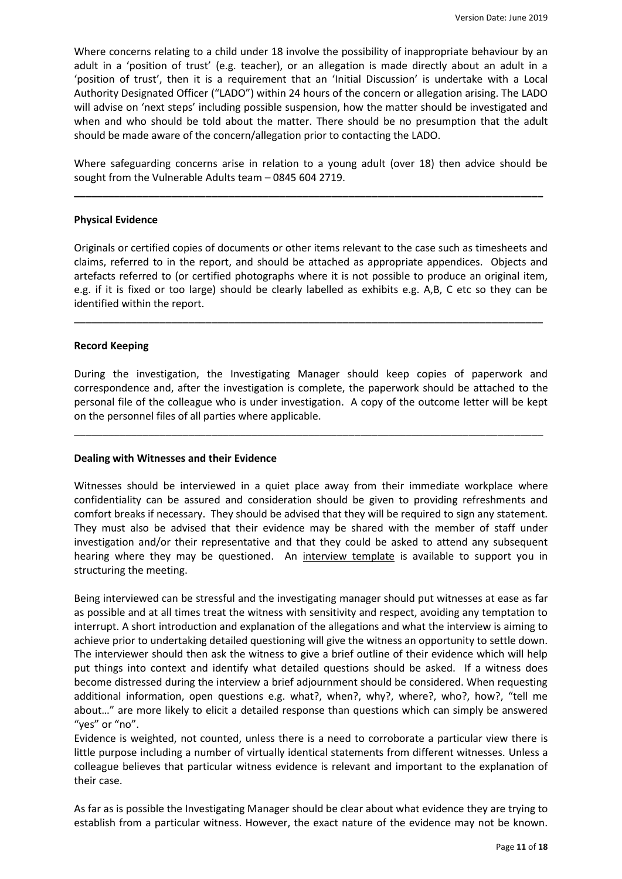Where concerns relating to a child under 18 involve the possibility of inappropriate behaviour by an adult in a 'position of trust' (e.g. teacher), or an allegation is made directly about an adult in a 'position of trust', then it is a requirement that an 'Initial Discussion' is undertake with a Local Authority Designated Officer ("LADO") within 24 hours of the concern or allegation arising. The LADO will advise on 'next steps' including possible suspension, how the matter should be investigated and when and who should be told about the matter. There should be no presumption that the adult should be made aware of the concern/allegation prior to contacting the LADO.

Where safeguarding concerns arise in relation to a young adult (over 18) then advice should be sought from the Vulnerable Adults team – 0845 604 2719.

---

**Physical Evidence**

Originals or certified copies of documents or other items relevant to the case such as timesheets and claims, referred to in the report, and should be attached as appropriate appendices. Objects and artefacts referred to (or certified photographs where it is not possible to produce an original item, e.g. if it is fixed or too large) should be clearly labelled as exhibits e.g. A,B, C etc so they can be identified within the report.

---

**Record Keeping**

During the investigation, the Investigating Manager should keep copies of paperwork and correspondence and, after the investigation is complete, the paperwork should be attached to the personal file of the colleague who is under investigation. A copy of the outcome letter will be kept on the personnel files of all parties where applicable.

---

**Dealing with Witnesses and their Evidence**

Witnesses should be interviewed in a quiet place away from their immediate workplace where confidentiality can be assured and consideration should be given to providing refreshments and comfort breaks if necessary. They should be advised that they will be required to sign any statement. They must also be advised that their evidence may be shared with the member of staff under investigation and/or their representative and that they could be asked to attend any subsequent hearing where they may be questioned. An interview template is available to support you in structuring the meeting.

Being interviewed can be stressful and the investigating manager should put witnesses at ease as far as possible and at all times treat the witness with sensitivity and respect, avoiding any temptation to interrupt. A short introduction and explanation of the allegations and what the interview is aiming to achieve prior to undertaking detailed questioning will give the witness an opportunity to settle down. The interviewer should then ask the witness to give a brief outline of their evidence which will help put things into context and identify what detailed questions should be asked. If a witness does become distressed during the interview a brief adjournment should be considered. When requesting additional information, open questions e.g. what?, when?, why?, where?, who?, how?, "tell me about…" are more likely to elicit a detailed response than questions which can simply be answered "yes" or "no".

Evidence is weighted, not counted, unless there is a need to corroborate a particular view there is little purpose including a number of virtually identical statements from different witnesses. Unless a colleague believes that particular witness evidence is relevant and important to the explanation of their case.

As far as is possible the Investigating Manager should be clear about what evidence they are trying to establish from a particular witness. However, the exact nature of the evidence may not be known.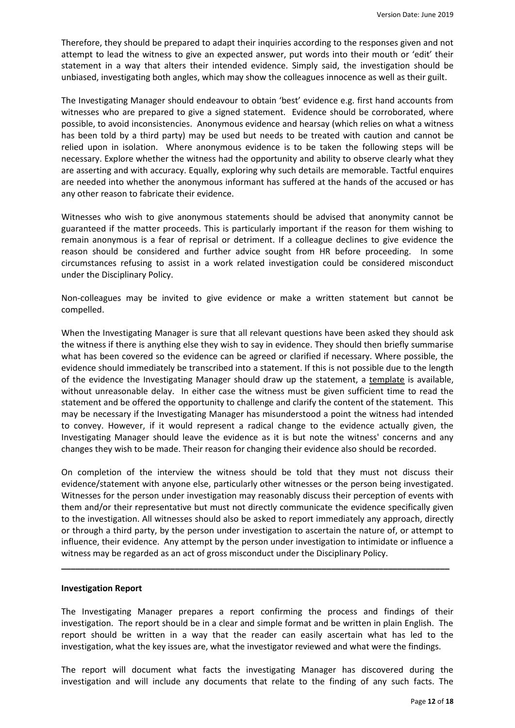Therefore, they should be prepared to adapt their inquiries according to the responses given and not attempt to lead the witness to give an expected answer, put words into their mouth or 'edit' their statement in a way that alters their intended evidence. Simply said, the investigation should be unbiased, investigating both angles, which may show the colleagues innocence as well as their guilt.

The Investigating Manager should endeavour to obtain 'best' evidence e.g. first hand accounts from witnesses who are prepared to give a signed statement. Evidence should be corroborated, where possible, to avoid inconsistencies. Anonymous evidence and hearsay (which relies on what a witness has been told by a third party) may be used but needs to be treated with caution and cannot be relied upon in isolation. Where anonymous evidence is to be taken the following steps will be necessary. Explore whether the witness had the opportunity and ability to observe clearly what they are asserting and with accuracy. Equally, exploring why such details are memorable. Tactful enquires are needed into whether the anonymous informant has suffered at the hands of the accused or has any other reason to fabricate their evidence.

Witnesses who wish to give anonymous statements should be advised that anonymity cannot be guaranteed if the matter proceeds. This is particularly important if the reason for them wishing to remain anonymous is a fear of reprisal or detriment. If a colleague declines to give evidence the reason should be considered and further advice sought from HR before proceeding. In some circumstances refusing to assist in a work related investigation could be considered misconduct under the Disciplinary Policy.

Non-colleagues may be invited to give evidence or make a written statement but cannot be compelled.

When the Investigating Manager is sure that all relevant questions have been asked they should ask the witness if there is anything else they wish to say in evidence. They should then briefly summarise what has been covered so the evidence can be agreed or clarified if necessary. Where possible, the evidence should immediately be transcribed into a statement. If this is not possible due to the length of the evidence the Investigating Manager should draw up the statement, a template is available, without unreasonable delay. In either case the witness must be given sufficient time to read the statement and be offered the opportunity to challenge and clarify the content of the statement. This may be necessary if the Investigating Manager has misunderstood a point the witness had intended to convey. However, if it would represent a radical change to the evidence actually given, the Investigating Manager should leave the evidence as it is but note the witness' concerns and any changes they wish to be made. Their reason for changing their evidence also should be recorded.

On completion of the interview the witness should be told that they must not discuss their evidence/statement with anyone else, particularly other witnesses or the person being investigated. Witnesses for the person under investigation may reasonably discuss their perception of events with them and/or their representative but must not directly communicate the evidence specifically given to the investigation. All witnesses should also be asked to report immediately any approach, directly or through a third party, by the person under investigation to ascertain the nature of, or attempt to influence, their evidence. Any attempt by the person under investigation to intimidate or influence a witness may be regarded as an act of gross misconduct under the Disciplinary Policy.

---

**Investigation Report**

The Investigating Manager prepares a report confirming the process and findings of their investigation. The report should be in a clear and simple format and be written in plain English. The report should be written in a way that the reader can easily ascertain what has led to the investigation, what the key issues are, what the investigator reviewed and what were the findings.

The report will document what facts the investigating Manager has discovered during the investigation and will include any documents that relate to the finding of any such facts. The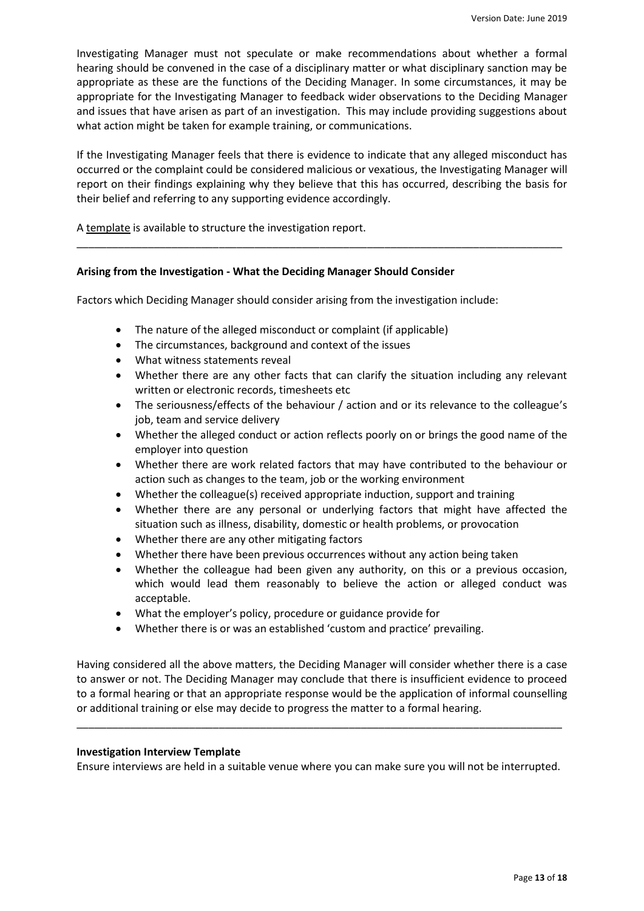Investigating Manager must not speculate or make recommendations about whether a formal hearing should be convened in the case of a disciplinary matter or what disciplinary sanction may be appropriate as these are the functions of the Deciding Manager. In some circumstances, it may be appropriate for the Investigating Manager to feedback wider observations to the Deciding Manager and issues that have arisen as part of an investigation. This may include providing suggestions about what action might be taken for example training, or communications.

If the Investigating Manager feels that there is evidence to indicate that any alleged misconduct has occurred or the complaint could be considered malicious or vexatious, the Investigating Manager will report on their findings explaining why they believe that this has occurred, describing the basis for their belief and referring to any supporting evidence accordingly.

A template is available to structure the investigation report.

---

**Arising from the Investigation - What the Deciding Manager Should Consider**

Factors which Deciding Manager should consider arising from the investigation include:

- The nature of the alleged misconduct or complaint (if applicable)
- The circumstances, background and context of the issues
- What witness statements reveal
- Whether there are any other facts that can clarify the situation including any relevant written or electronic records, timesheets etc
- The seriousness/effects of the behaviour / action and or its relevance to the colleague's job, team and service delivery
- Whether the alleged conduct or action reflects poorly on or brings the good name of the employer into question
- Whether there are work related factors that may have contributed to the behaviour or action such as changes to the team, job or the working environment
- Whether the colleague(s) received appropriate induction, support and training
- Whether there are any personal or underlying factors that might have affected the situation such as illness, disability, domestic or health problems, or provocation
- Whether there are any other mitigating factors
- Whether there have been previous occurrences without any action being taken
- Whether the colleague had been given any authority, on this or a previous occasion, which would lead them reasonably to believe the action or alleged conduct was acceptable.
- What the employer's policy, procedure or guidance provide for
- Whether there is or was an established 'custom and practice' prevailing.

Having considered all the above matters, the Deciding Manager will consider whether there is a case to answer or not. The Deciding Manager may conclude that there is insufficient evidence to proceed to a formal hearing or that an appropriate response would be the application of informal counselling or additional training or else may decide to progress the matter to a formal hearing.

---

**Investigation Interview Template**

Ensure interviews are held in a suitable venue where you can make sure you will not be interrupted.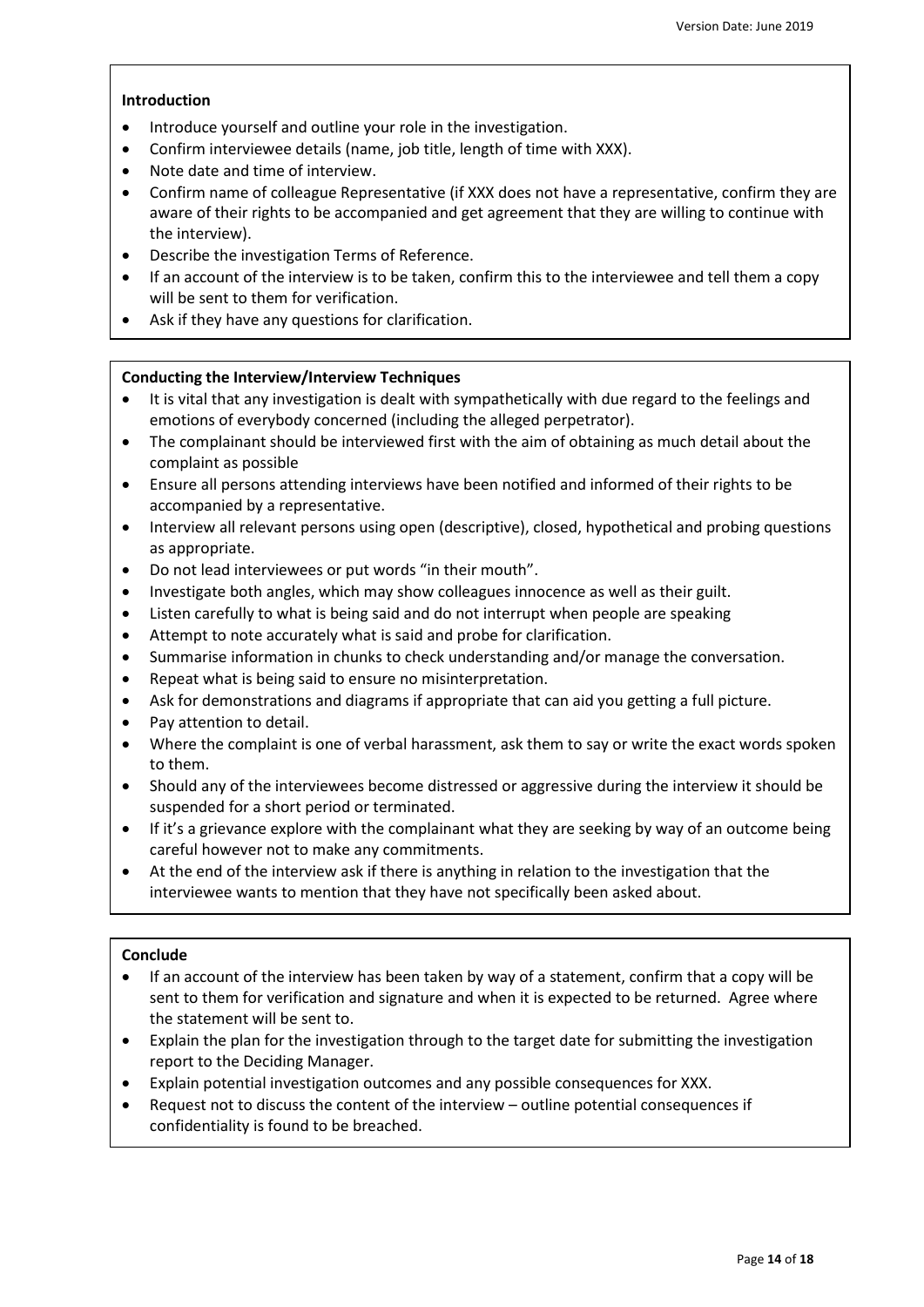**Introduction**

- Introduce yourself and outline your role in the investigation.
- Confirm interviewee details (name, job title, length of time with XXX).
- Note date and time of interview.
- Confirm name of colleague Representative (if XXX does not have a representative, confirm they are aware of their rights to be accompanied and get agreement that they are willing to continue with the interview).
- Describe the investigation Terms of Reference.
- If an account of the interview is to be taken, confirm this to the interviewee and tell them a copy will be sent to them for verification.
- Ask if they have any questions for clarification.

**Conducting the Interview/Interview Techniques**

- It is vital that any investigation is dealt with sympathetically with due regard to the feelings and emotions of everybody concerned (including the alleged perpetrator).
- The complainant should be interviewed first with the aim of obtaining as much detail about the complaint as possible
- Ensure all persons attending interviews have been notified and informed of their rights to be accompanied by a representative.
- Interview all relevant persons using open (descriptive), closed, hypothetical and probing questions as appropriate.
- Do not lead interviewees or put words "in their mouth".
- Investigate both angles, which may show colleagues innocence as well as their guilt.
- Listen carefully to what is being said and do not interrupt when people are speaking
- Attempt to note accurately what is said and probe for clarification.
- Summarise information in chunks to check understanding and/or manage the conversation.
- Repeat what is being said to ensure no misinterpretation.
- Ask for demonstrations and diagrams if appropriate that can aid you getting a full picture.
- Pay attention to detail.
- Where the complaint is one of verbal harassment, ask them to say or write the exact words spoken to them.
- Should any of the interviewees become distressed or aggressive during the interview it should be suspended for a short period or terminated.
- If it's a grievance explore with the complainant what they are seeking by way of an outcome being careful however not to make any commitments.
- At the end of the interview ask if there is anything in relation to the investigation that the interviewee wants to mention that they have not specifically been asked about.

**Conclude**

- If an account of the interview has been taken by way of a statement, confirm that a copy will be sent to them for verification and signature and when it is expected to be returned. Agree where the statement will be sent to.
- Explain the plan for the investigation through to the target date for submitting the investigation report to the Deciding Manager.
- Explain potential investigation outcomes and any possible consequences for XXX.
- Request not to discuss the content of the interview – outline potential consequences if confidentiality is found to be breached.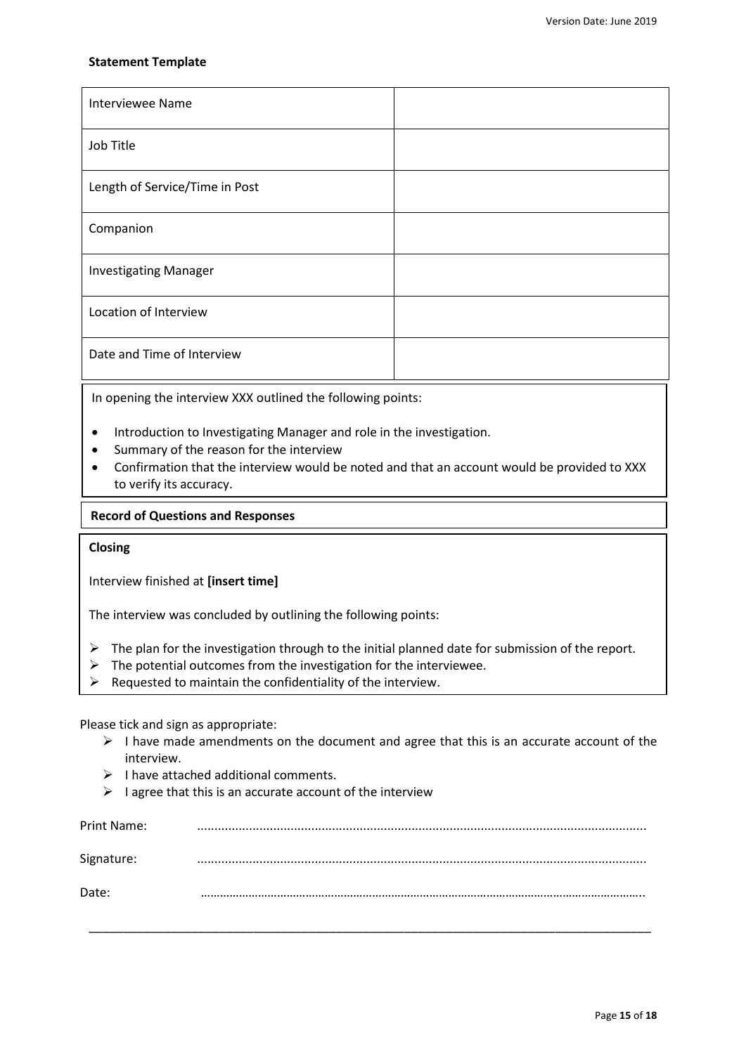**Statement Template**

| Interviewee Name | |
|---|---|
| Job Title | |
| Length of Service/Time in Post | |
| Companion | |
| Investigating Manager | |
| Location of Interview | |
| Date and Time of Interview | |

In opening the interview XXX outlined the following points:

- Introduction to Investigating Manager and role in the investigation.
- Summary of the reason for the interview
- Confirmation that the interview would be noted and that an account would be provided to XXX to verify its accuracy.

**Record of Questions and Responses**

**Closing**

Interview finished at **[insert time]**

The interview was concluded by outlining the following points:

- The plan for the investigation through to the initial planned date for submission of the report.
- The potential outcomes from the investigation for the interviewee.
- Requested to maintain the confidentiality of the interview.

Please tick and sign as appropriate:

- I have made amendments on the document and agree that this is an accurate account of the interview.
- I have attached additional comments.
- I agree that this is an accurate account of the interview

Print Name: ..........................................................................................................................

Signature: ..........................................................................................................................

Date: ..........................................................................................................................

---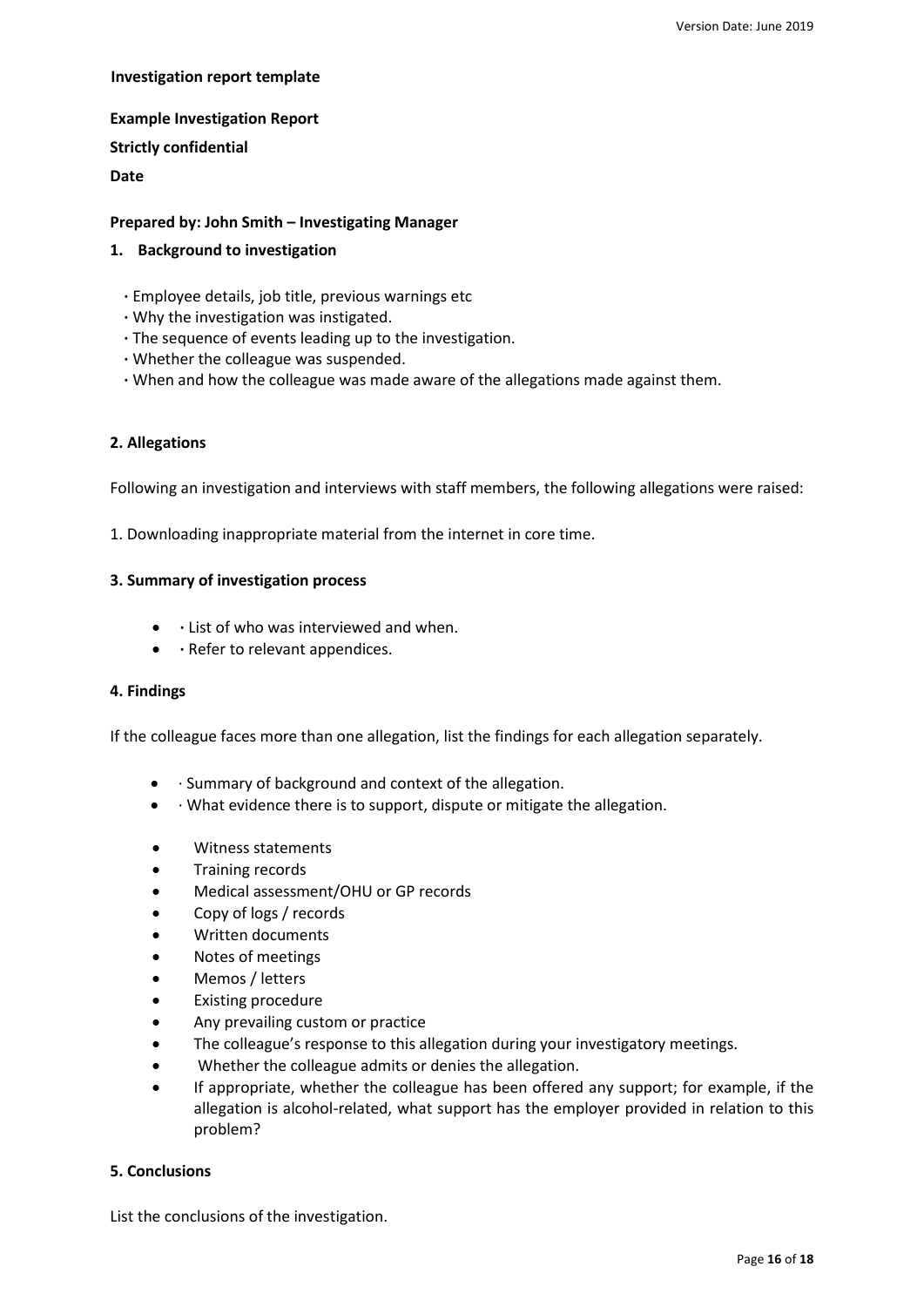**Investigation report template**

**Example Investigation Report**

**Strictly confidential**

**Date**

**Prepared by: John Smith – Investigating Manager**

## 1. Background to investigation

- Employee details, job title, previous warnings etc
- Why the investigation was instigated.
- The sequence of events leading up to the investigation.
- Whether the colleague was suspended.
- When and how the colleague was made aware of the allegations made against them.

## 2. Allegations

Following an investigation and interviews with staff members, the following allegations were raised:

1. Downloading inappropriate material from the internet in core time.

## 3. Summary of investigation process

- List of who was interviewed and when.
- Refer to relevant appendices.

## 4. Findings

If the colleague faces more than one allegation, list the findings for each allegation separately.

- Summary of background and context of the allegation.
- What evidence there is to support, dispute or mitigate the allegation.

- Witness statements
- Training records
- Medical assessment/OHU or GP records
- Copy of logs / records
- Written documents
- Notes of meetings
- Memos / letters
- Existing procedure
- Any prevailing custom or practice
- The colleague's response to this allegation during your investigatory meetings.
- Whether the colleague admits or denies the allegation.
- If appropriate, whether the colleague has been offered any support; for example, if the allegation is alcohol-related, what support has the employer provided in relation to this problem?

## 5. Conclusions

List the conclusions of the investigation.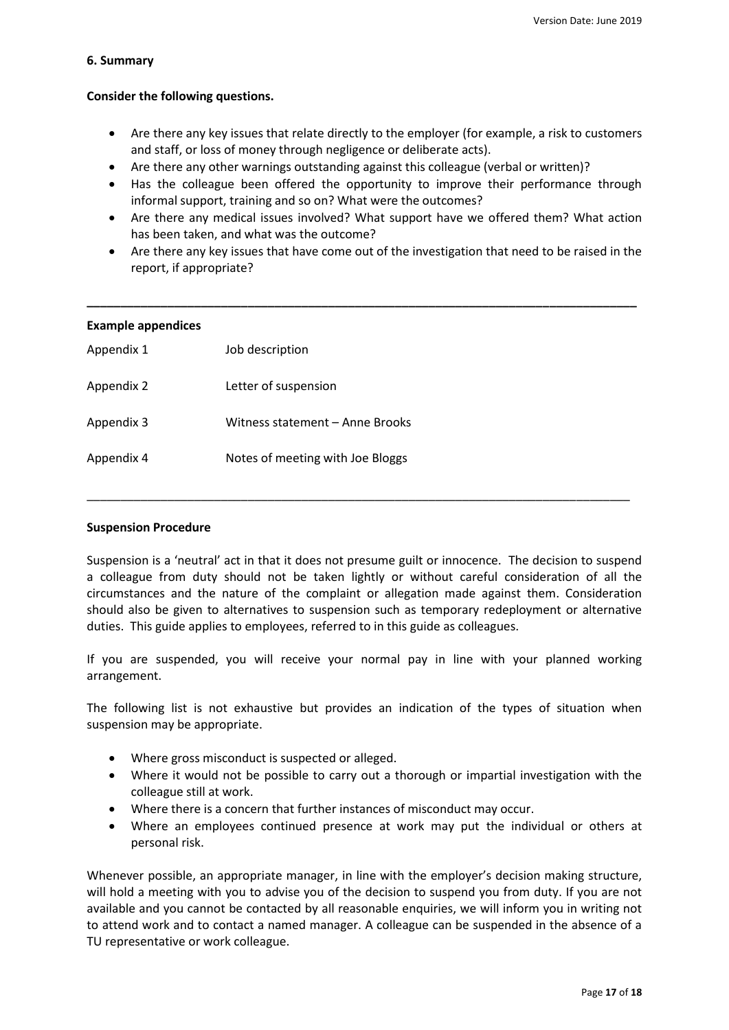**6. Summary**

**Consider the following questions.**

- Are there any key issues that relate directly to the employer (for example, a risk to customers and staff, or loss of money through negligence or deliberate acts).
- Are there any other warnings outstanding against this colleague (verbal or written)?
- Has the colleague been offered the opportunity to improve their performance through informal support, training and so on? What were the outcomes?
- Are there any medical issues involved? What support have we offered them? What action has been taken, and what was the outcome?
- Are there any key issues that have come out of the investigation that need to be raised in the report, if appropriate?

---

**Example appendices**

| | |
|---|---|
| Appendix 1 | Job description |
| Appendix 2 | Letter of suspension |
| Appendix 3 | Witness statement – Anne Brooks |
| Appendix 4 | Notes of meeting with Joe Bloggs |

---

**Suspension Procedure**

Suspension is a 'neutral' act in that it does not presume guilt or innocence. The decision to suspend a colleague from duty should not be taken lightly or without careful consideration of all the circumstances and the nature of the complaint or allegation made against them. Consideration should also be given to alternatives to suspension such as temporary redeployment or alternative duties. This guide applies to employees, referred to in this guide as colleagues.

If you are suspended, you will receive your normal pay in line with your planned working arrangement.

The following list is not exhaustive but provides an indication of the types of situation when suspension may be appropriate.

- Where gross misconduct is suspected or alleged.
- Where it would not be possible to carry out a thorough or impartial investigation with the colleague still at work.
- Where there is a concern that further instances of misconduct may occur.
- Where an employees continued presence at work may put the individual or others at personal risk.

Whenever possible, an appropriate manager, in line with the employer's decision making structure, will hold a meeting with you to advise you of the decision to suspend you from duty. If you are not available and you cannot be contacted by all reasonable enquiries, we will inform you in writing not to attend work and to contact a named manager. A colleague can be suspended in the absence of a TU representative or work colleague.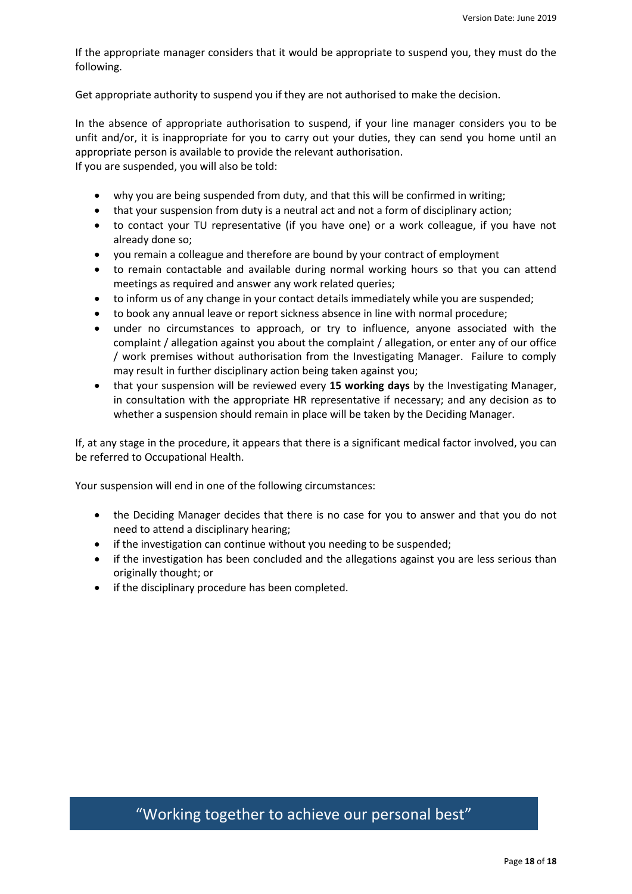If the appropriate manager considers that it would be appropriate to suspend you, they must do the following.

Get appropriate authority to suspend you if they are not authorised to make the decision.

In the absence of appropriate authorisation to suspend, if your line manager considers you to be unfit and/or, it is inappropriate for you to carry out your duties, they can send you home until an appropriate person is available to provide the relevant authorisation.
If you are suspended, you will also be told:

- why you are being suspended from duty, and that this will be confirmed in writing;
- that your suspension from duty is a neutral act and not a form of disciplinary action;
- to contact your TU representative (if you have one) or a work colleague, if you have not already done so;
- you remain a colleague and therefore are bound by your contract of employment
- to remain contactable and available during normal working hours so that you can attend meetings as required and answer any work related queries;
- to inform us of any change in your contact details immediately while you are suspended;
- to book any annual leave or report sickness absence in line with normal procedure;
- under no circumstances to approach, or try to influence, anyone associated with the complaint / allegation against you about the complaint / allegation, or enter any of our office / work premises without authorisation from the Investigating Manager. Failure to comply may result in further disciplinary action being taken against you;
- that your suspension will be reviewed every **15 working days** by the Investigating Manager, in consultation with the appropriate HR representative if necessary; and any decision as to whether a suspension should remain in place will be taken by the Deciding Manager.

If, at any stage in the procedure, it appears that there is a significant medical factor involved, you can be referred to Occupational Health.

Your suspension will end in one of the following circumstances:

- the Deciding Manager decides that there is no case for you to answer and that you do not need to attend a disciplinary hearing;
- if the investigation can continue without you needing to be suspended;
- if the investigation has been concluded and the allegations against you are less serious than originally thought; or
- if the disciplinary procedure has been completed.